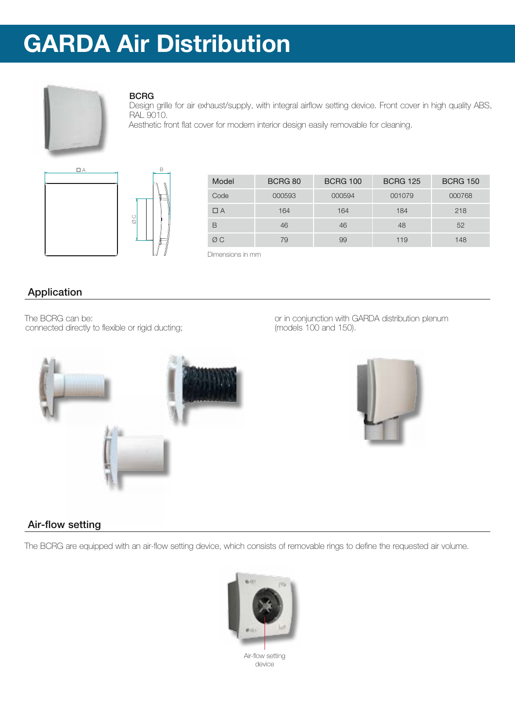# GARDA Air Distribution

**BCRG**

Design grille for air exhaust/supply, with integral airflow setting device. Front cover in high quality ABS, RAL 9010.

Aesthetic front flat cover for modern interior design easily removable for cleaning.

| Model | BCRG 80 | BCRG 100 | BCRG 125 | BCRG 150 |
|---|---|---|---|---|
| Code | 000593 | 000594 | 001079 | 000768 |
| ☐ A | 164 | 164 | 184 | 218 |
| B | 46 | 46 | 48 | 52 |
| Ø C | 79 | 99 | 119 | 148 |

Dimensions in mm

## Application

The BCRG can be:
connected directly to flexible or rigid ducting;

or in conjunction with GARDA distribution plenum (models 100 and 150).

## Air-flow setting

The BCRG are equipped with an air-flow setting device, which consists of removable rings to define the requested air volume.

Air-flow setting device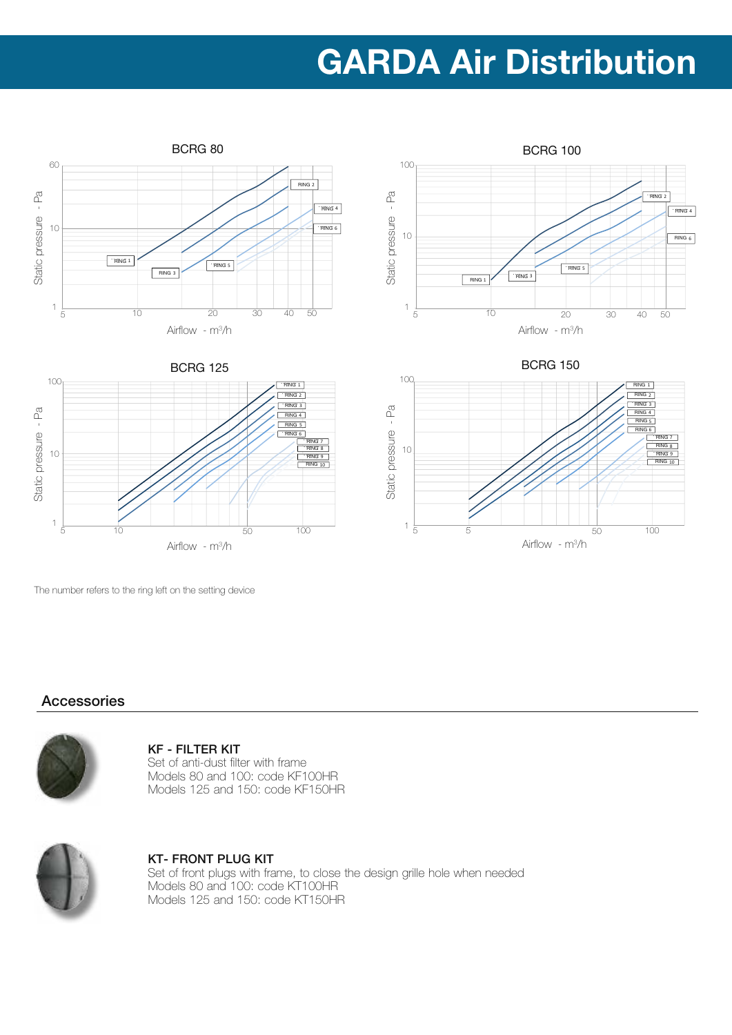# GARDA Air Distribution

BCRG 80

BCRG 100

BCRG 125

BCRG 150

The number refers to the ring left on the setting device

## Accessories

**KF - FILTER KIT**
Set of anti-dust filter with frame
Models 80 and 100: code KF100HR
Models 125 and 150: code KF150HR

**KT- FRONT PLUG KIT**
Set of front plugs with frame, to close the design grille hole when needed
Models 80 and 100: code KT100HR
Models 125 and 150: code KT150HR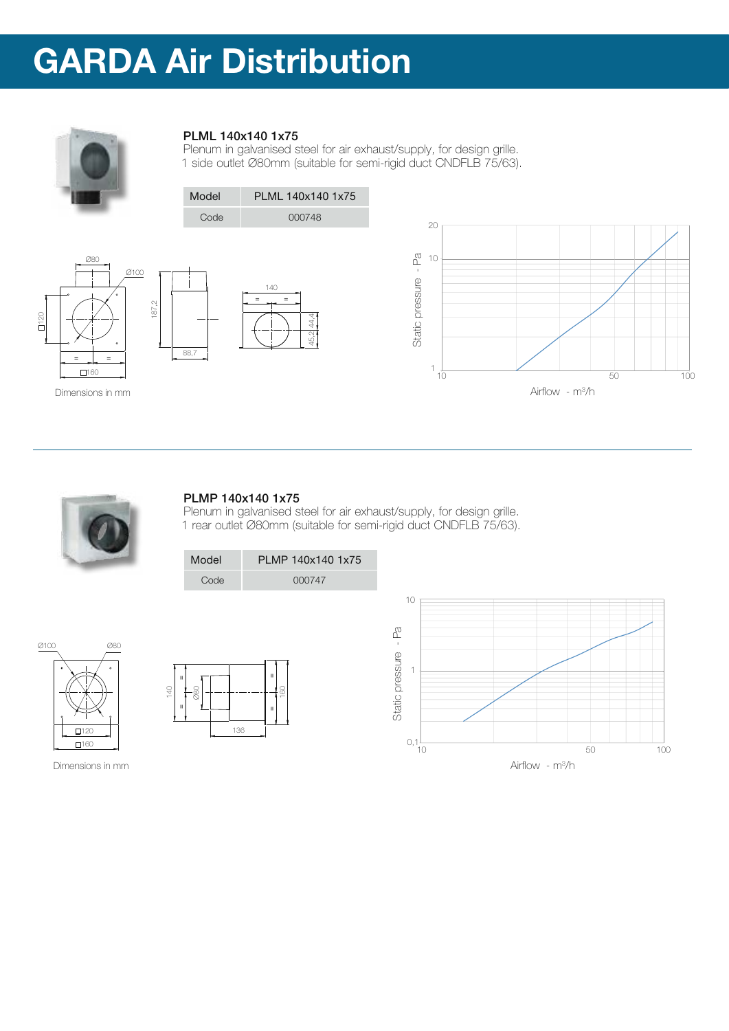# GARDA Air Distribution

### PLML 140x140 1x75

Plenum in galvanised steel for air exhaust/supply, for design grille.
1 side outlet Ø80mm (suitable for semi-rigid duct CNDFLB 75/63).

| Model | PLML 140x140 1x75 |
|---|---|
| Code | 000748 |

Dimensions in mm

### PLMP 140x140 1x75

Plenum in galvanised steel for air exhaust/supply, for design grille.
1 rear outlet Ø80mm (suitable for semi-rigid duct CNDFLB 75/63).

| Model | PLMP 140x140 1x75 |
|---|---|
| Code | 000747 |

Dimensions in mm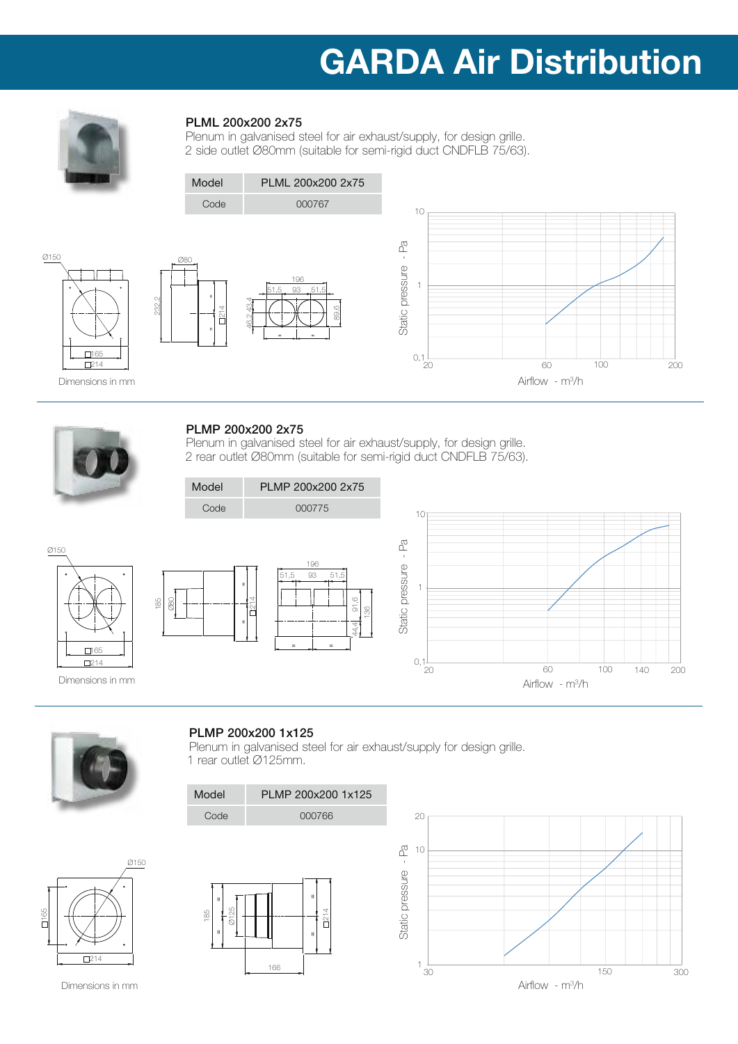# GARDA Air Distribution

### PLML 200x200 2x75

Plenum in galvanised steel for air exhaust/supply, for design grille.
2 side outlet Ø80mm (suitable for semi-rigid duct CNDFLB 75/63).

| Model | PLML 200x200 2x75 |
|---|---|
| Code | 000767 |

Ø150
□165
□214
Ø80
232,2
□214
196
51,5 93 51,5
46,2
43,4
89,6

Dimensions in mm

Static pressure - Pa
10
1
0,1
20 60 100 200
Airflow - m³/h

### PLMP 200x200 2x75

Plenum in galvanised steel for air exhaust/supply, for design grille.
2 rear outlet Ø80mm (suitable for semi-rigid duct CNDFLB 75/63).

| Model | PLMP 200x200 2x75 |
|---|---|
| Code | 000775 |

Ø150
□165
□214
185
Ø80
□214
196
51,5 93 51,5
91,6
136
44,4

Dimensions in mm

Static pressure - Pa
10
1
0,1
20 60 100 140 200
Airflow - m³/h

### PLMP 200x200 1x125

Plenum in galvanised steel for air exhaust/supply for design grille.
1 rear outlet Ø125mm.

| Model | PLMP 200x200 1x125 |
|---|---|
| Code | 000766 |

Ø150
□165
□214
185
Ø125
□214
166

Dimensions in mm

Static pressure - Pa
20
10
1
30 150 300
Airflow - m³/h